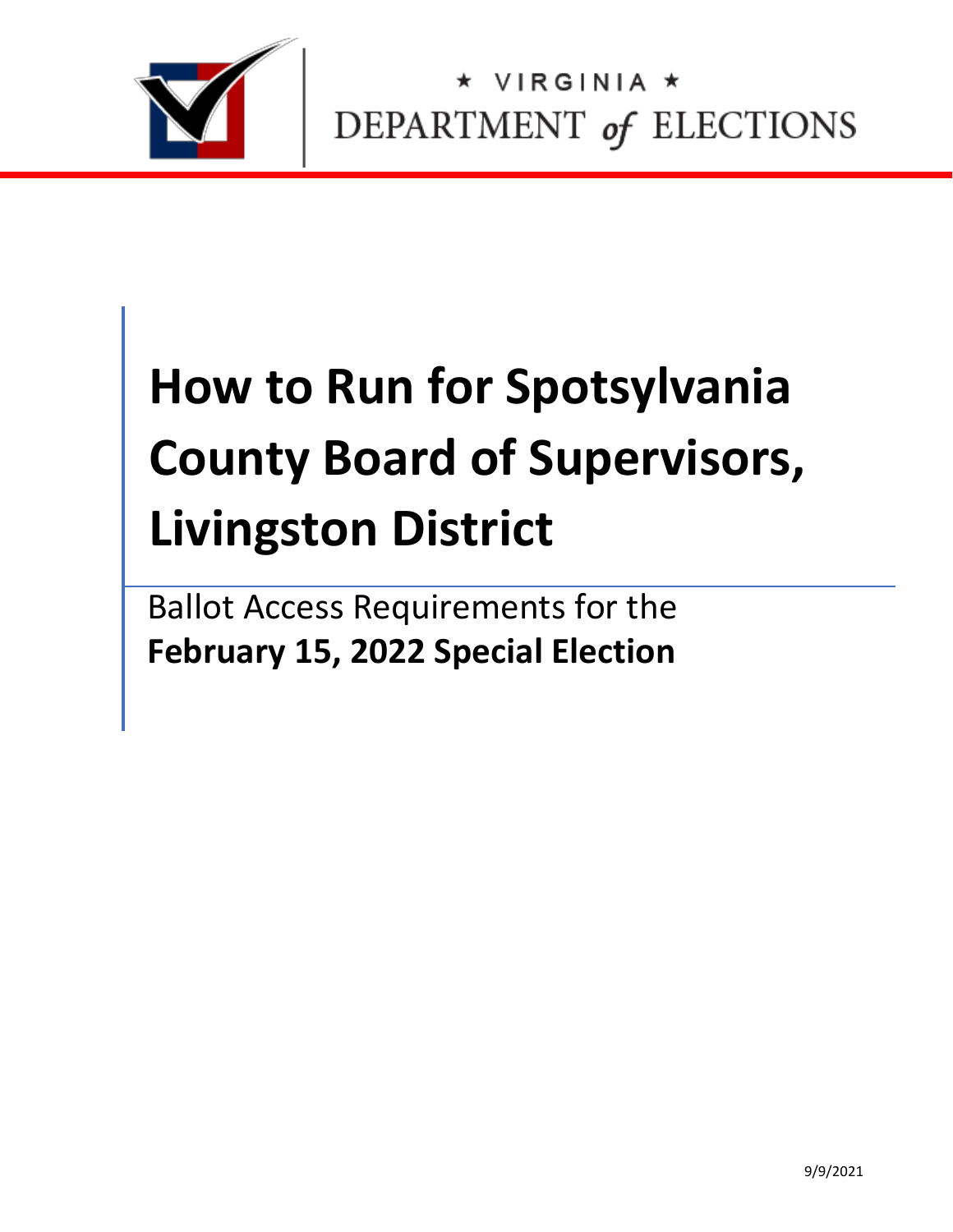★ VIRGINIA ★
DEPARTMENT *of* ELECTIONS

# How to Run for Spotsylvania County Board of Supervisors, Livingston District

Ballot Access Requirements for the
**February 15, 2022 Special Election**

9/9/2021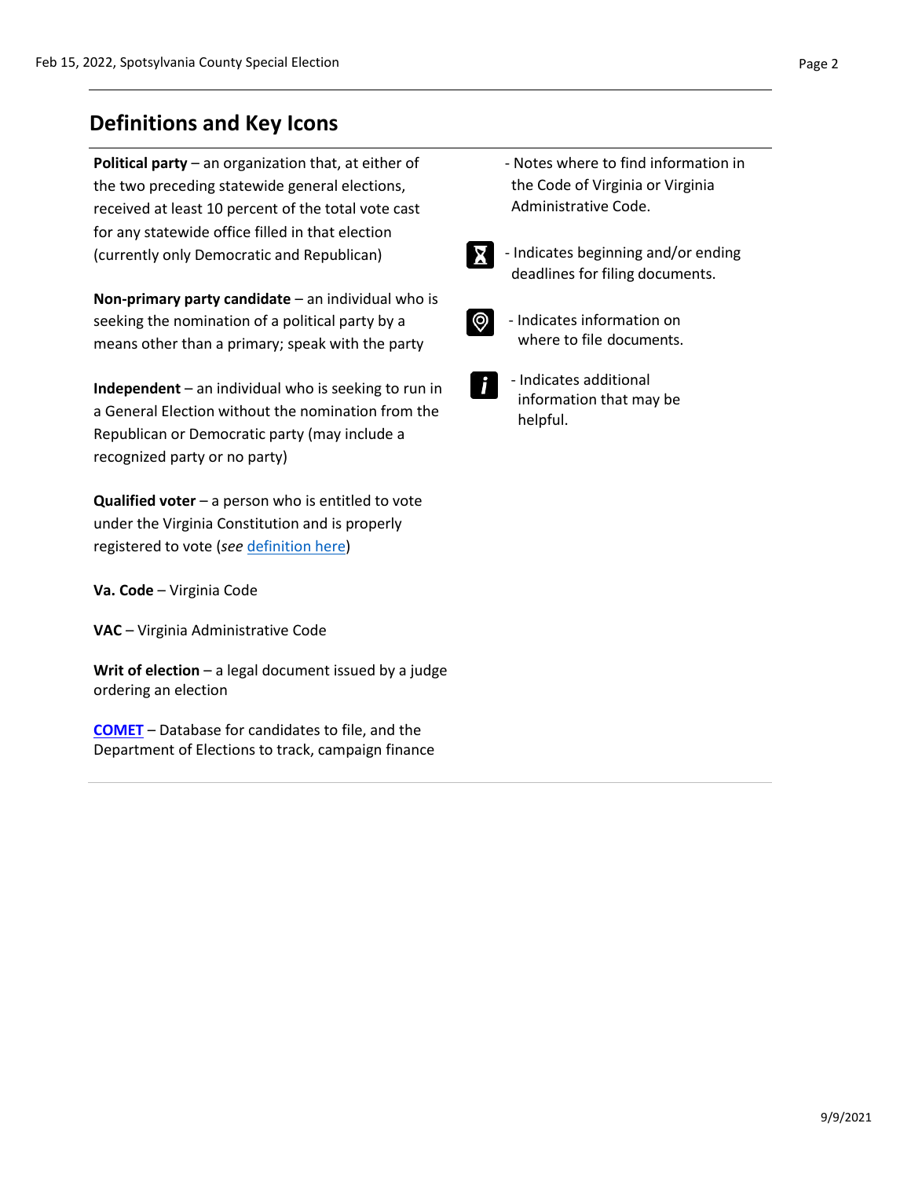## Definitions and Key Icons

**Political party** – an organization that, at either of the two preceding statewide general elections, received at least 10 percent of the total vote cast for any statewide office filled in that election (currently only Democratic and Republican)

**Non-primary party candidate** – an individual who is seeking the nomination of a political party by a means other than a primary; speak with the party

**Independent** – an individual who is seeking to run in a General Election without the nomination from the Republican or Democratic party (may include a recognized party or no party)

**Qualified voter** – a person who is entitled to vote under the Virginia Constitution and is properly registered to vote (*see* definition here)

**Va. Code** – Virginia Code

**VAC** – Virginia Administrative Code

**Writ of election** – a legal document issued by a judge ordering an election

**COMET** – Database for candidates to file, and the Department of Elections to track, campaign finance

- Notes where to find information in the Code of Virginia or Virginia Administrative Code.

- Indicates beginning and/or ending deadlines for filing documents.

- Indicates information on where to file documents.

- Indicates additional information that may be helpful.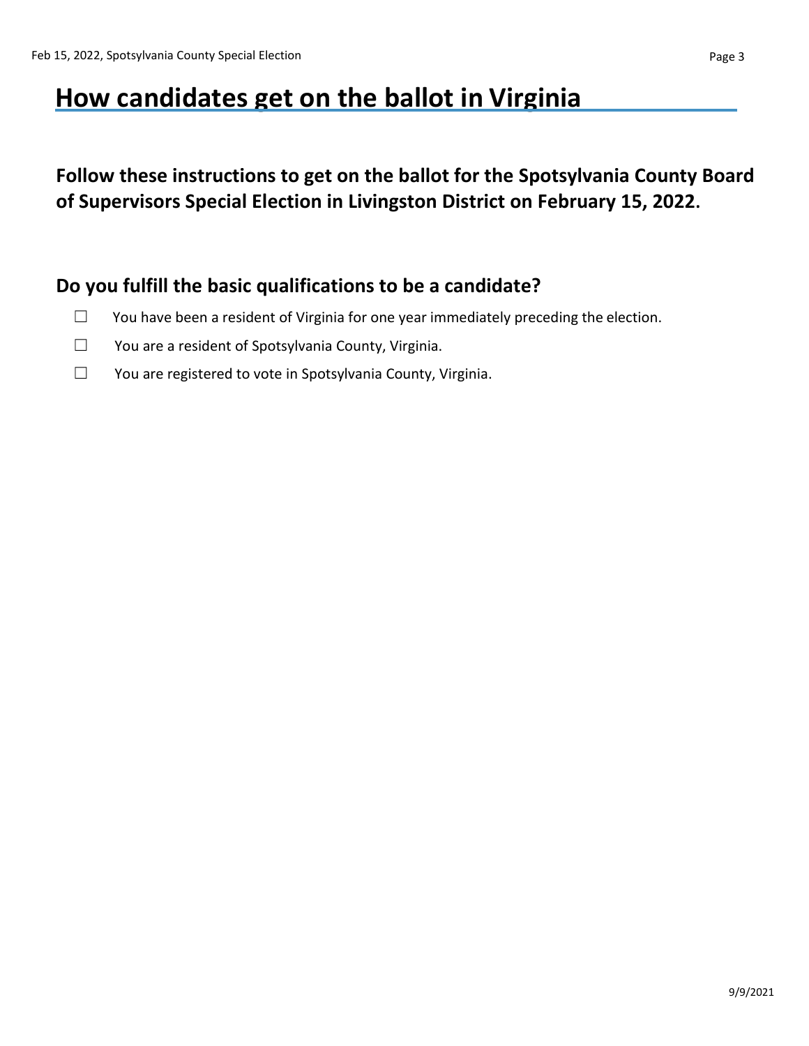# How candidates get on the ballot in Virginia

**Follow these instructions to get on the ballot for the Spotsylvania County Board of Supervisors Special Election in Livingston District on February 15, 2022.**

## Do you fulfill the basic qualifications to be a candidate?

- ☐ You have been a resident of Virginia for one year immediately preceding the election.
- ☐ You are a resident of Spotsylvania County, Virginia.
- ☐ You are registered to vote in Spotsylvania County, Virginia.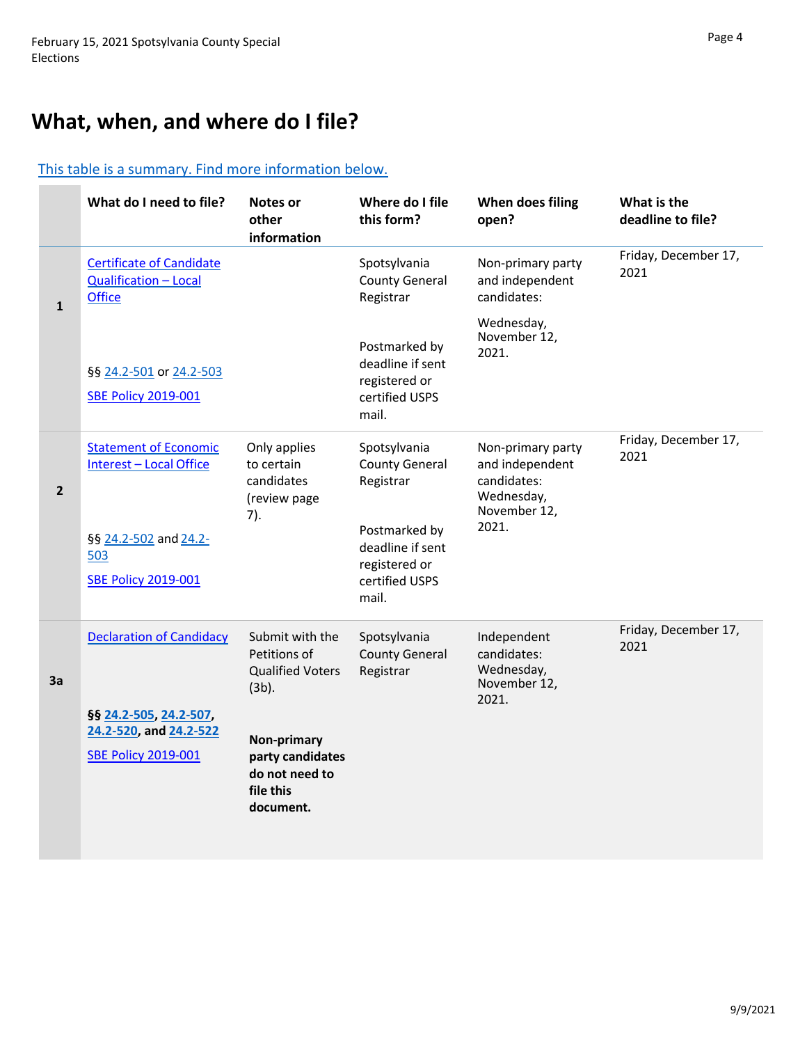# What, when, and where do I file?

This table is a summary. Find more information below.

| | What do I need to file? | Notes or other information | Where do I file this form? | When does filing open? | What is the deadline to file? |
|---|---|---|---|---|---|
| 1 | Certificate of Candidate Qualification – Local Office<br><br>§§ 24.2-501 or 24.2-503<br><br>SBE Policy 2019-001 | | Spotsylvania County General Registrar<br><br>Postmarked by deadline if sent registered or certified USPS mail. | Non-primary party and independent candidates:<br><br>Wednesday, November 12, 2021. | Friday, December 17, 2021 |
| 2 | Statement of Economic Interest – Local Office<br><br>§§ 24.2-502 and 24.2-503<br><br>SBE Policy 2019-001 | Only applies to certain candidates (review page 7). | Spotsylvania County General Registrar<br><br>Postmarked by deadline if sent registered or certified USPS mail. | Non-primary party and independent candidates: Wednesday, November 12, 2021. | Friday, December 17, 2021 |
| 3a | Declaration of Candidacy<br><br>**§§ 24.2-505, 24.2-507, 24.2-520, and 24.2-522**<br><br>SBE Policy 2019-001 | Submit with the Petitions of Qualified Voters (3b).<br><br>**Non-primary party candidates do not need to file this document.** | Spotsylvania County General Registrar | Independent candidates: Wednesday, November 12, 2021. | Friday, December 17, 2021 |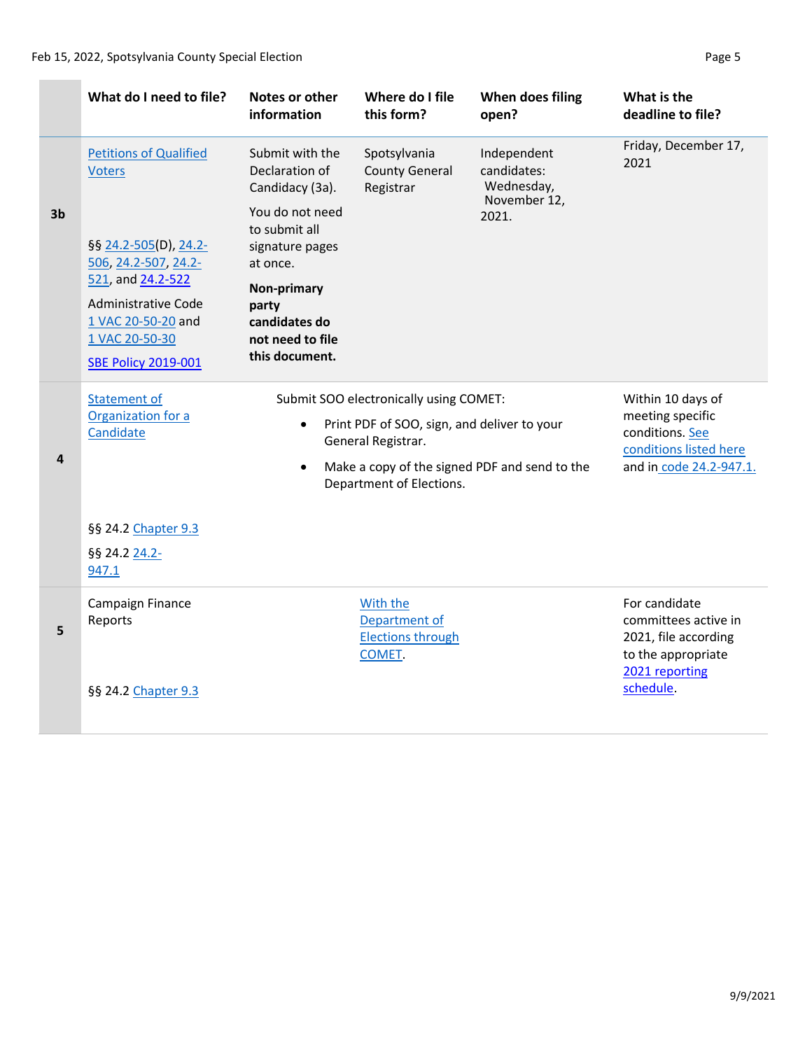| | What do I need to file? | Notes or other information | Where do I file this form? | When does filing open? | What is the deadline to file? |
|---|---|---|---|---|---|
| 3b | Petitions of Qualified Voters<br><br>§§ 24.2-505(D), 24.2-506, 24.2-507, 24.2-521, and 24.2-522<br><br>Administrative Code 1 VAC 20-50-20 and 1 VAC 20-50-30<br><br>SBE Policy 2019-001 | Submit with the Declaration of Candidacy (3a).<br><br>You do not need to submit all signature pages at once.<br><br>**Non-primary party candidates do not need to file this document.** | Spotsylvania County General Registrar | Independent candidates: Wednesday, November 12, 2021. | Friday, December 17, 2021 |
| 4 | Statement of Organization for a Candidate<br><br>§§ 24.2 Chapter 9.3<br><br>§§ 24.2 24.2-947.1 | Submit SOO electronically using COMET:<br>• Print PDF of SOO, sign, and deliver to your General Registrar.<br>• Make a copy of the signed PDF and send to the Department of Elections. | | | Within 10 days of meeting specific conditions. See conditions listed here and in code 24.2-947.1. |
| 5 | Campaign Finance Reports<br><br>§§ 24.2 Chapter 9.3 | | With the Department of Elections through COMET. | | For candidate committees active in 2021, file according to the appropriate 2021 reporting schedule. |

9/9/2021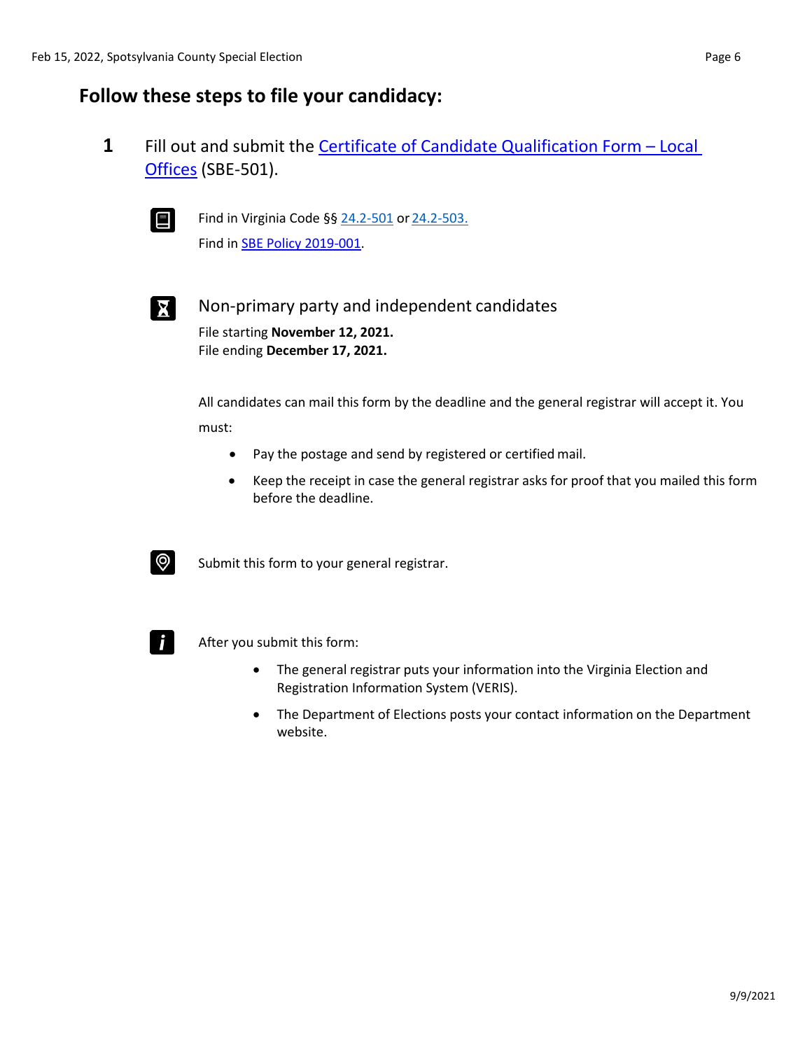## Follow these steps to file your candidacy:

**1** Fill out and submit the [Certificate of Candidate Qualification Form – Local Offices](#) (SBE-501).

Find in Virginia Code §§ [24.2-501](#) or [24.2-503.](#)
Find in [SBE Policy 2019-001](#).

### Non-primary party and independent candidates

File starting **November 12, 2021.**
File ending **December 17, 2021.**

All candidates can mail this form by the deadline and the general registrar will accept it. You must:

- Pay the postage and send by registered or certified mail.
- Keep the receipt in case the general registrar asks for proof that you mailed this form before the deadline.

Submit this form to your general registrar.

After you submit this form:

- The general registrar puts your information into the Virginia Election and Registration Information System (VERIS).
- The Department of Elections posts your contact information on the Department website.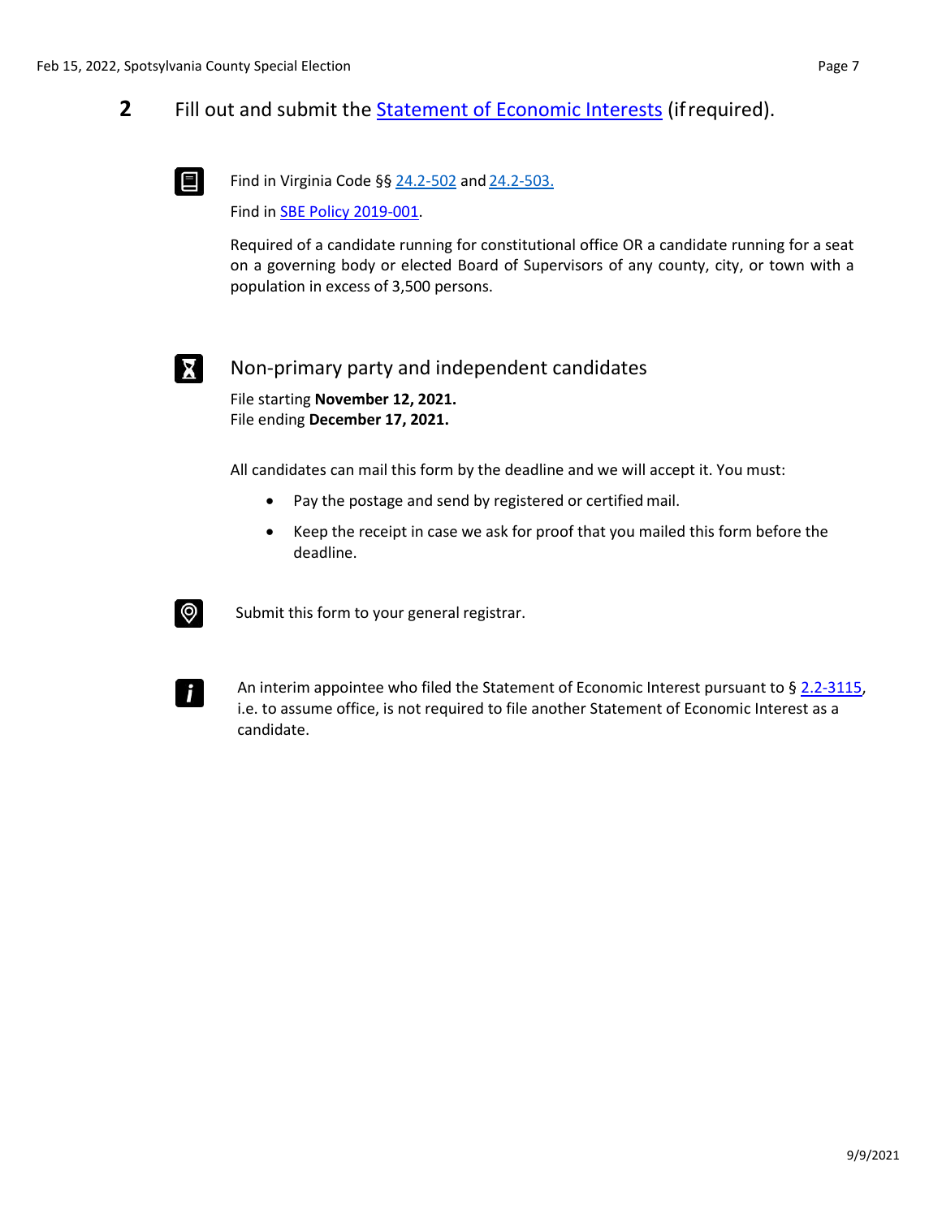## 2 Fill out and submit the Statement of Economic Interests (if required).

Find in Virginia Code §§ 24.2-502 and 24.2-503.

Find in SBE Policy 2019-001.

Required of a candidate running for constitutional office OR a candidate running for a seat on a governing body or elected Board of Supervisors of any county, city, or town with a population in excess of 3,500 persons.

### Non-primary party and independent candidates

File starting **November 12, 2021.**
File ending **December 17, 2021.**

All candidates can mail this form by the deadline and we will accept it. You must:

- Pay the postage and send by registered or certified mail.
- Keep the receipt in case we ask for proof that you mailed this form before the deadline.

Submit this form to your general registrar.

An interim appointee who filed the Statement of Economic Interest pursuant to § 2.2-3115, i.e. to assume office, is not required to file another Statement of Economic Interest as a candidate.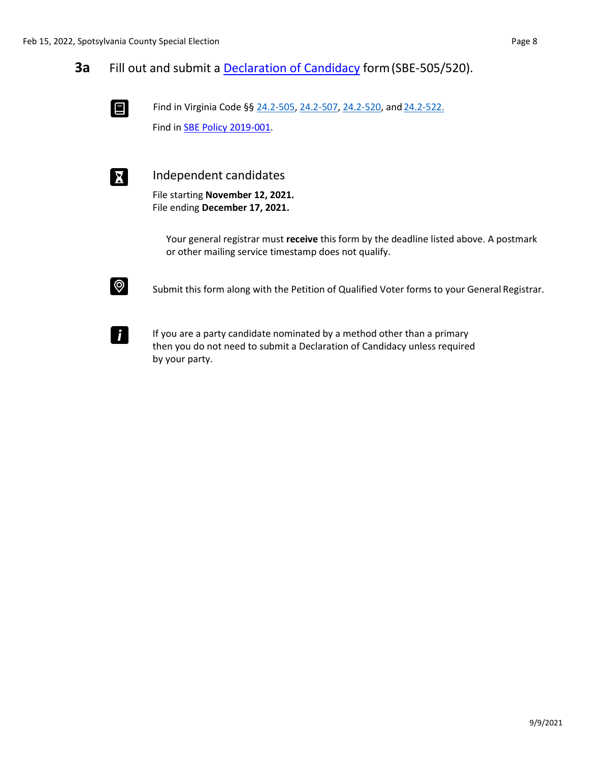## 3a Fill out and submit a Declaration of Candidacy form (SBE-505/520).

Find in Virginia Code §§ 24.2-505, 24.2-507, 24.2-520, and 24.2-522.

Find in SBE Policy 2019-001.

### Independent candidates

File starting **November 12, 2021.**
File ending **December 17, 2021.**

Your general registrar must **receive** this form by the deadline listed above. A postmark or other mailing service timestamp does not qualify.

Submit this form along with the Petition of Qualified Voter forms to your General Registrar.

If you are a party candidate nominated by a method other than a primary then you do not need to submit a Declaration of Candidacy unless required by your party.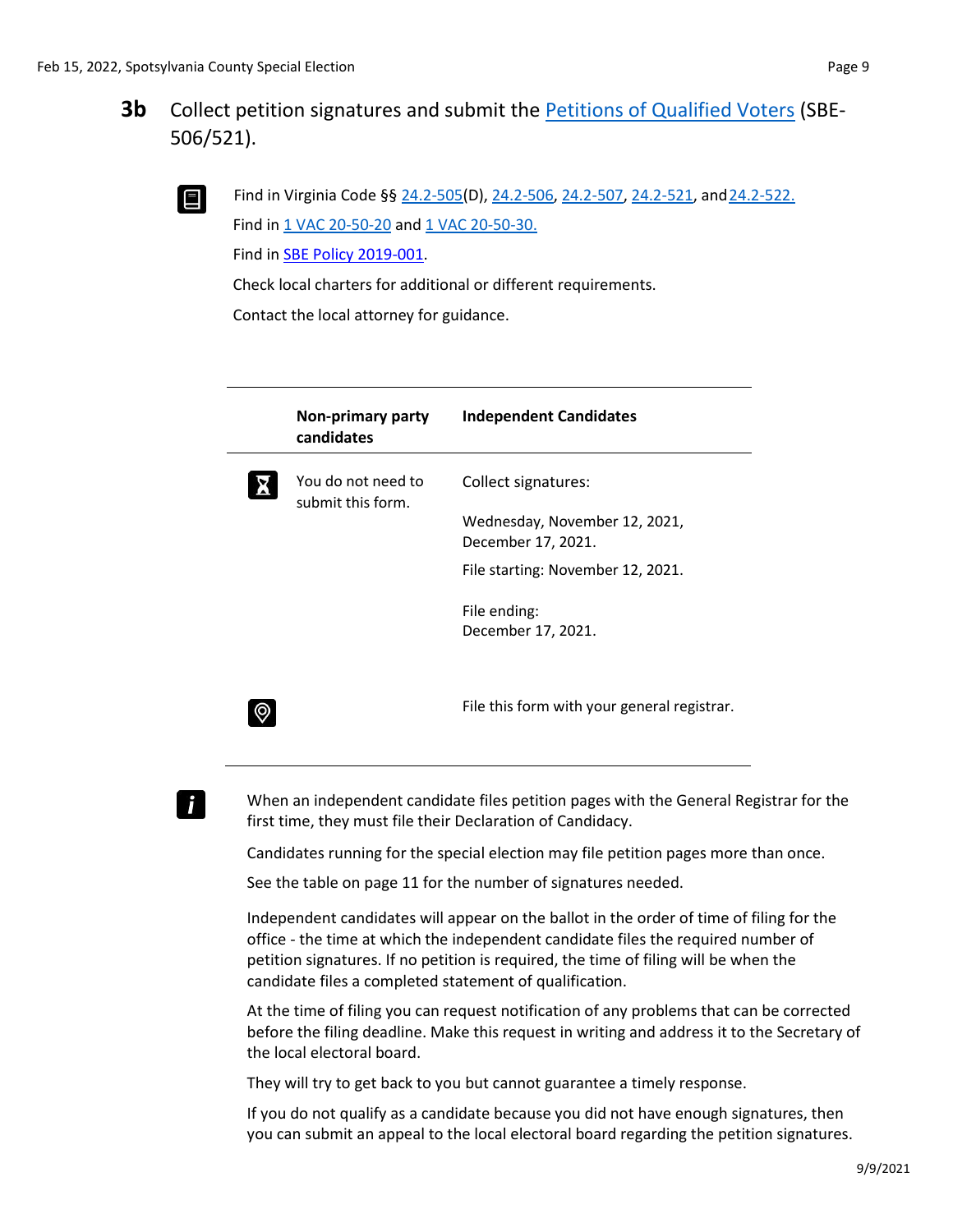## 3b Collect petition signatures and submit the Petitions of Qualified Voters (SBE-506/521).

Find in Virginia Code §§ 24.2-505(D), 24.2-506, 24.2-507, 24.2-521, and 24.2-522.

Find in 1 VAC 20-50-20 and 1 VAC 20-50-30.

Find in SBE Policy 2019-001.

Check local charters for additional or different requirements.

Contact the local attorney for guidance.

| | Non-primary party candidates | Independent Candidates |
|---|---|---|
| | You do not need to submit this form. | Collect signatures:<br><br>Wednesday, November 12, 2021, December 17, 2021.<br><br>File starting: November 12, 2021.<br><br>File ending:<br>December 17, 2021. |
| | | File this form with your general registrar. |

When an independent candidate files petition pages with the General Registrar for the first time, they must file their Declaration of Candidacy.

Candidates running for the special election may file petition pages more than once.

See the table on page 11 for the number of signatures needed.

Independent candidates will appear on the ballot in the order of time of filing for the office - the time at which the independent candidate files the required number of petition signatures. If no petition is required, the time of filing will be when the candidate files a completed statement of qualification.

At the time of filing you can request notification of any problems that can be corrected before the filing deadline. Make this request in writing and address it to the Secretary of the local electoral board.

They will try to get back to you but cannot guarantee a timely response.

If you do not qualify as a candidate because you did not have enough signatures, then you can submit an appeal to the local electoral board regarding the petition signatures.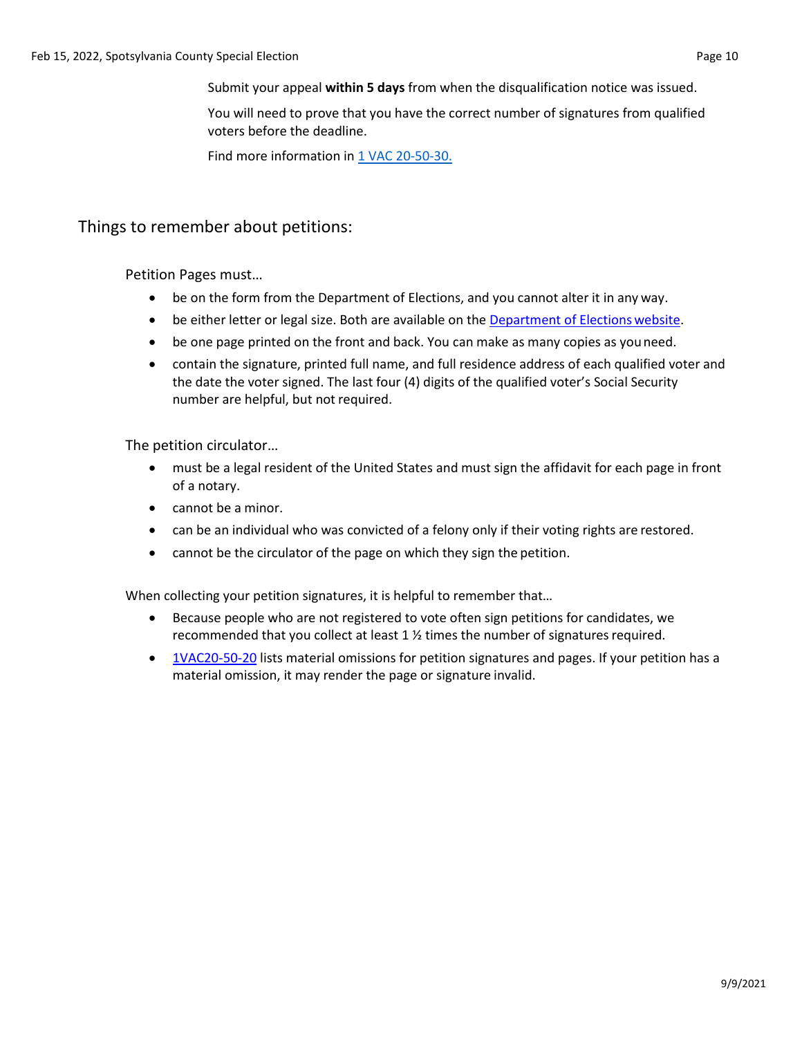Submit your appeal **within 5 days** from when the disqualification notice was issued.

You will need to prove that you have the correct number of signatures from qualified voters before the deadline.

Find more information in [1 VAC 20-50-30.]()

## Things to remember about petitions:

Petition Pages must…

- be on the form from the Department of Elections, and you cannot alter it in any way.
- be either letter or legal size. Both are available on the [Department of Elections website]().
- be one page printed on the front and back. You can make as many copies as you need.
- contain the signature, printed full name, and full residence address of each qualified voter and the date the voter signed. The last four (4) digits of the qualified voter's Social Security number are helpful, but not required.

The petition circulator…

- must be a legal resident of the United States and must sign the affidavit for each page in front of a notary.
- cannot be a minor.
- can be an individual who was convicted of a felony only if their voting rights are restored.
- cannot be the circulator of the page on which they sign the petition.

When collecting your petition signatures, it is helpful to remember that…

- Because people who are not registered to vote often sign petitions for candidates, we recommended that you collect at least 1 ½ times the number of signatures required.
- [1VAC20-50-20]() lists material omissions for petition signatures and pages. If your petition has a material omission, it may render the page or signature invalid.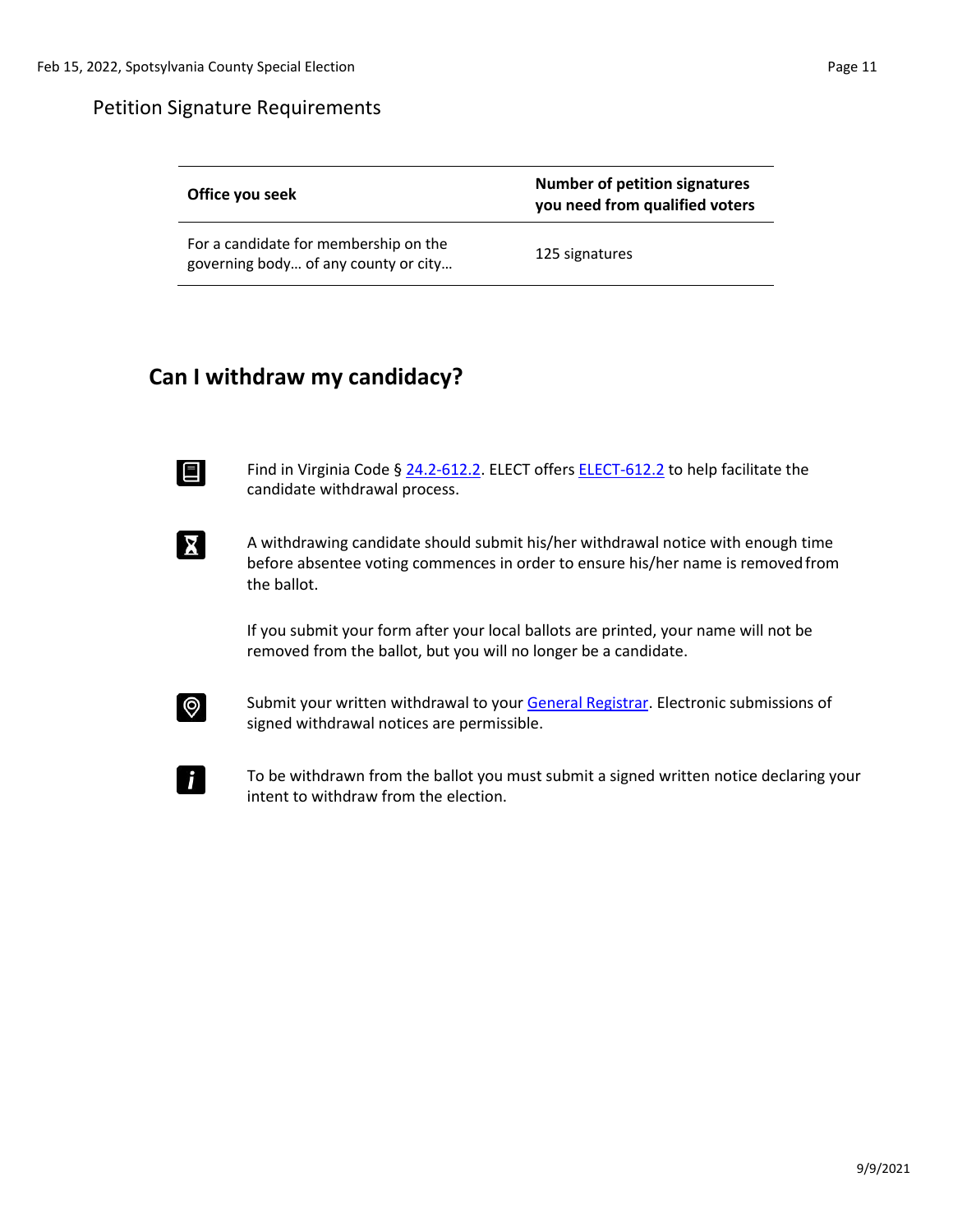Petition Signature Requirements

| Office you seek | Number of petition signatures you need from qualified voters |
| --- | --- |
| For a candidate for membership on the governing body… of any county or city… | 125 signatures |

## Can I withdraw my candidacy?

Find in Virginia Code § [24.2-612.2](24.2-612.2). ELECT offers [ELECT-612.2](ELECT-612.2) to help facilitate the candidate withdrawal process.

A withdrawing candidate should submit his/her withdrawal notice with enough time before absentee voting commences in order to ensure his/her name is removed from the ballot.

If you submit your form after your local ballots are printed, your name will not be removed from the ballot, but you will no longer be a candidate.

Submit your written withdrawal to your [General Registrar](General Registrar). Electronic submissions of signed withdrawal notices are permissible.

To be withdrawn from the ballot you must submit a signed written notice declaring your intent to withdraw from the election.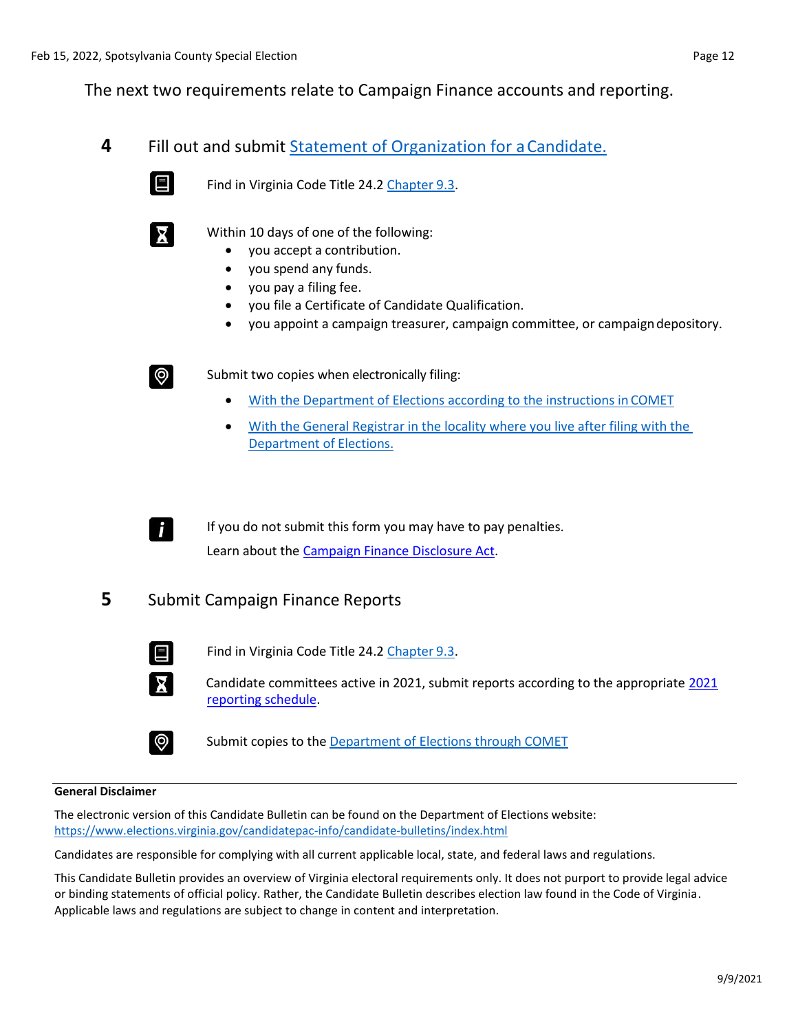The next two requirements relate to Campaign Finance accounts and reporting.

## 4 Fill out and submit Statement of Organization for a Candidate.

Find in Virginia Code Title 24.2 Chapter 9.3.

Within 10 days of one of the following:

- you accept a contribution.
- you spend any funds.
- you pay a filing fee.
- you file a Certificate of Candidate Qualification.
- you appoint a campaign treasurer, campaign committee, or campaign depository.

Submit two copies when electronically filing:

- With the Department of Elections according to the instructions in COMET
- With the General Registrar in the locality where you live after filing with the Department of Elections.

If you do not submit this form you may have to pay penalties.

Learn about the Campaign Finance Disclosure Act.

## 5 Submit Campaign Finance Reports

Find in Virginia Code Title 24.2 Chapter 9.3.

Candidate committees active in 2021, submit reports according to the appropriate 2021 reporting schedule.

Submit copies to the Department of Elections through COMET

---

**General Disclaimer**

The electronic version of this Candidate Bulletin can be found on the Department of Elections website: https://www.elections.virginia.gov/candidatepac-info/candidate-bulletins/index.html

Candidates are responsible for complying with all current applicable local, state, and federal laws and regulations.

This Candidate Bulletin provides an overview of Virginia electoral requirements only. It does not purport to provide legal advice or binding statements of official policy. Rather, the Candidate Bulletin describes election law found in the Code of Virginia. Applicable laws and regulations are subject to change in content and interpretation.